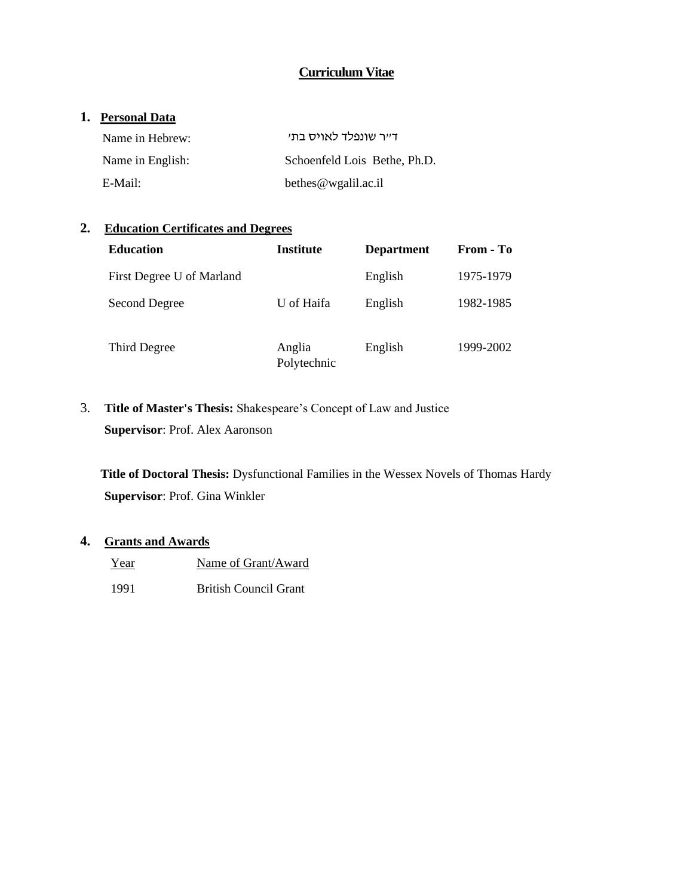# Curriculum Vitae

## 1. Personal Data

| | |
|---|---|
| Name in Hebrew: | ד״ר שונפלד לאויס בתי׳ |
| Name in English: | Schoenfeld Lois Bethe, Ph.D. |
| E-Mail: | bethes@wgalil.ac.il |

## 2. Education Certificates and Degrees

| Education | Institute | Department | From - To |
|---|---|---|---|
| First Degree U of Marland | | English | 1975-1979 |
| Second Degree | U of Haifa | English | 1982-1985 |
| Third Degree | Anglia Polytechnic | English | 1999-2002 |

3. **Title of Master's Thesis:** Shakespeare's Concept of Law and Justice
**Supervisor**: Prof. Alex Aaronson

**Title of Doctoral Thesis:** Dysfunctional Families in the Wessex Novels of Thomas Hardy
**Supervisor**: Prof. Gina Winkler

## 4. Grants and Awards

| Year | Name of Grant/Award |
|---|---|
| 1991 | British Council Grant |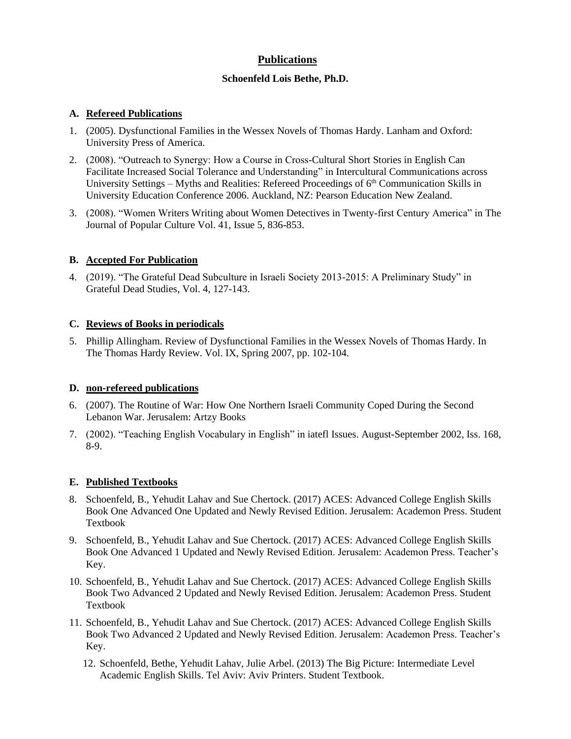# Publications

**Schoenfeld Lois Bethe, Ph.D.**

## A. Refereed Publications

1. (2005). Dysfunctional Families in the Wessex Novels of Thomas Hardy. Lanham and Oxford: University Press of America.
2. (2008). "Outreach to Synergy: How a Course in Cross-Cultural Short Stories in English Can Facilitate Increased Social Tolerance and Understanding" in Intercultural Communications across University Settings – Myths and Realities: Refereed Proceedings of 6th Communication Skills in University Education Conference 2006. Auckland, NZ: Pearson Education New Zealand.
3. (2008). "Women Writers Writing about Women Detectives in Twenty-first Century America" in The Journal of Popular Culture Vol. 41, Issue 5, 836-853.

## B. Accepted For Publication

4. (2019). "The Grateful Dead Subculture in Israeli Society 2013-2015: A Preliminary Study" in Grateful Dead Studies, Vol. 4, 127-143.

## C. Reviews of Books in periodicals

5. Phillip Allingham. Review of Dysfunctional Families in the Wessex Novels of Thomas Hardy. In The Thomas Hardy Review. Vol. IX, Spring 2007, pp. 102-104.

## D. non-refereed publications

6. (2007). The Routine of War: How One Northern Israeli Community Coped During the Second Lebanon War. Jerusalem: Artzy Books
7. (2002). "Teaching English Vocabulary in English" in iatefl Issues. August-September 2002, Iss. 168, 8-9.

## E. Published Textbooks

8. Schoenfeld, B., Yehudit Lahav and Sue Chertock. (2017) ACES: Advanced College English Skills Book One Advanced One Updated and Newly Revised Edition. Jerusalem: Academon Press. Student Textbook
9. Schoenfeld, B., Yehudit Lahav and Sue Chertock. (2017) ACES: Advanced College English Skills Book One Advanced 1 Updated and Newly Revised Edition. Jerusalem: Academon Press. Teacher's Key.
10. Schoenfeld, B., Yehudit Lahav and Sue Chertock. (2017) ACES: Advanced College English Skills Book Two Advanced 2 Updated and Newly Revised Edition. Jerusalem: Academon Press. Student Textbook
11. Schoenfeld, B., Yehudit Lahav and Sue Chertock. (2017) ACES: Advanced College English Skills Book Two Advanced 2 Updated and Newly Revised Edition. Jerusalem: Academon Press. Teacher's Key.
12. Schoenfeld, Bethe, Yehudit Lahav, Julie Arbel. (2013) The Big Picture: Intermediate Level Academic English Skills. Tel Aviv: Aviv Printers. Student Textbook.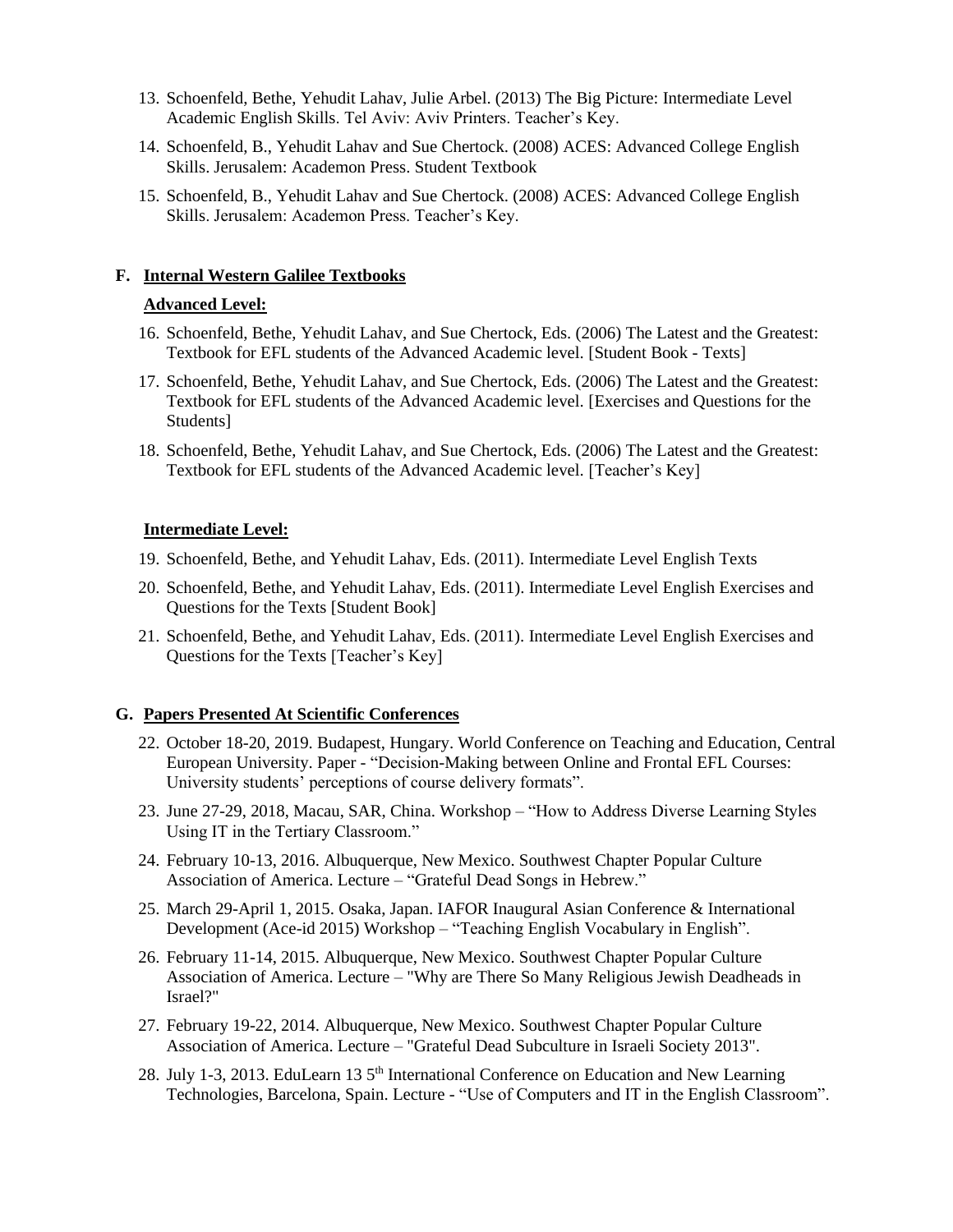13. Schoenfeld, Bethe, Yehudit Lahav, Julie Arbel. (2013) The Big Picture: Intermediate Level Academic English Skills. Tel Aviv: Aviv Printers. Teacher's Key.
14. Schoenfeld, B., Yehudit Lahav and Sue Chertock. (2008) ACES: Advanced College English Skills. Jerusalem: Academon Press. Student Textbook
15. Schoenfeld, B., Yehudit Lahav and Sue Chertock. (2008) ACES: Advanced College English Skills. Jerusalem: Academon Press. Teacher's Key.

## F. Internal Western Galilee Textbooks

### Advanced Level:

16. Schoenfeld, Bethe, Yehudit Lahav, and Sue Chertock, Eds. (2006) The Latest and the Greatest: Textbook for EFL students of the Advanced Academic level. [Student Book - Texts]
17. Schoenfeld, Bethe, Yehudit Lahav, and Sue Chertock, Eds. (2006) The Latest and the Greatest: Textbook for EFL students of the Advanced Academic level. [Exercises and Questions for the Students]
18. Schoenfeld, Bethe, Yehudit Lahav, and Sue Chertock, Eds. (2006) The Latest and the Greatest: Textbook for EFL students of the Advanced Academic level. [Teacher's Key]

### Intermediate Level:

19. Schoenfeld, Bethe, and Yehudit Lahav, Eds. (2011). Intermediate Level English Texts
20. Schoenfeld, Bethe, and Yehudit Lahav, Eds. (2011). Intermediate Level English Exercises and Questions for the Texts [Student Book]
21. Schoenfeld, Bethe, and Yehudit Lahav, Eds. (2011). Intermediate Level English Exercises and Questions for the Texts [Teacher's Key]

## G. Papers Presented At Scientific Conferences

22. October 18-20, 2019. Budapest, Hungary. World Conference on Teaching and Education, Central European University. Paper - "Decision-Making between Online and Frontal EFL Courses: University students' perceptions of course delivery formats".
23. June 27-29, 2018, Macau, SAR, China. Workshop – "How to Address Diverse Learning Styles Using IT in the Tertiary Classroom."
24. February 10-13, 2016. Albuquerque, New Mexico. Southwest Chapter Popular Culture Association of America. Lecture – "Grateful Dead Songs in Hebrew."
25. March 29-April 1, 2015. Osaka, Japan. IAFOR Inaugural Asian Conference & International Development (Ace-id 2015) Workshop – "Teaching English Vocabulary in English".
26. February 11-14, 2015. Albuquerque, New Mexico. Southwest Chapter Popular Culture Association of America. Lecture – "Why are There So Many Religious Jewish Deadheads in Israel?"
27. February 19-22, 2014. Albuquerque, New Mexico. Southwest Chapter Popular Culture Association of America. Lecture – "Grateful Dead Subculture in Israeli Society 2013".
28. July 1-3, 2013. EduLearn 13 5th International Conference on Education and New Learning Technologies, Barcelona, Spain. Lecture - "Use of Computers and IT in the English Classroom".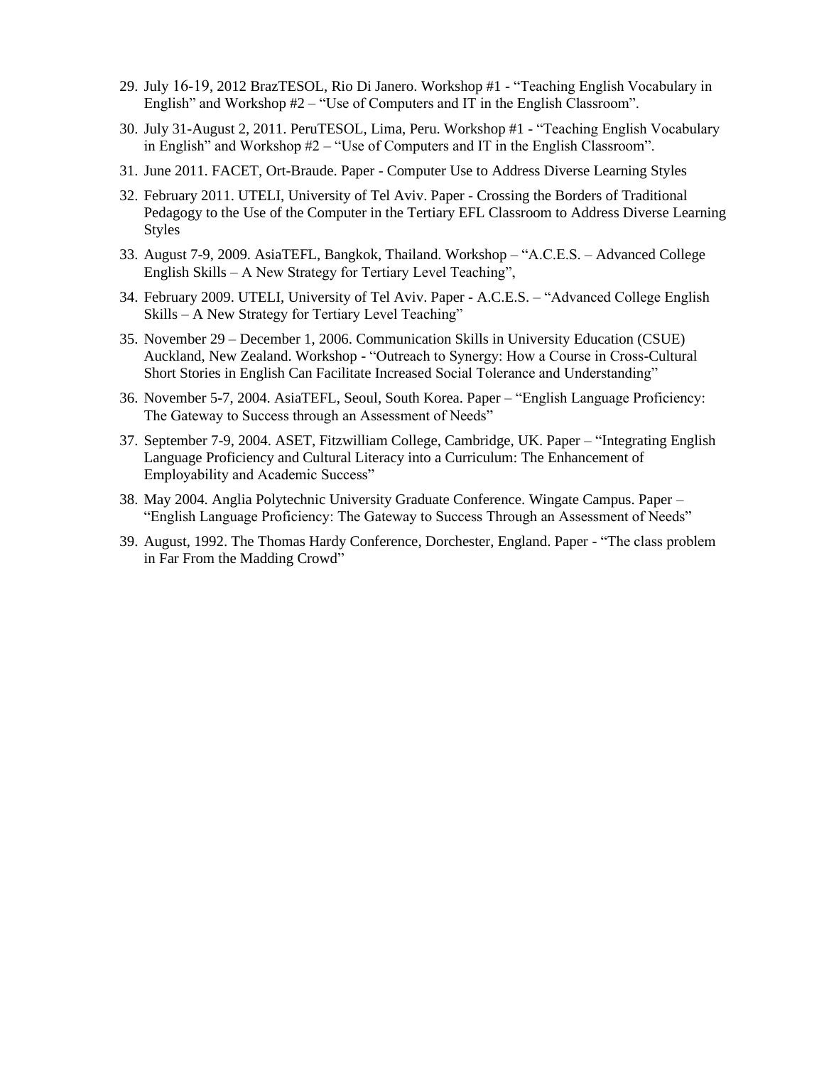29. July 16-19, 2012 BrazTESOL, Rio Di Janero. Workshop #1 - "Teaching English Vocabulary in English" and Workshop #2 – "Use of Computers and IT in the English Classroom".
30. July 31-August 2, 2011. PeruTESOL, Lima, Peru. Workshop #1 - "Teaching English Vocabulary in English" and Workshop #2 – "Use of Computers and IT in the English Classroom".
31. June 2011. FACET, Ort-Braude. Paper - Computer Use to Address Diverse Learning Styles
32. February 2011. UTELI, University of Tel Aviv. Paper - Crossing the Borders of Traditional Pedagogy to the Use of the Computer in the Tertiary EFL Classroom to Address Diverse Learning Styles
33. August 7-9, 2009. AsiaTEFL, Bangkok, Thailand. Workshop – "A.C.E.S. – Advanced College English Skills – A New Strategy for Tertiary Level Teaching",
34. February 2009. UTELI, University of Tel Aviv. Paper - A.C.E.S. – "Advanced College English Skills – A New Strategy for Tertiary Level Teaching"
35. November 29 – December 1, 2006. Communication Skills in University Education (CSUE) Auckland, New Zealand. Workshop - "Outreach to Synergy: How a Course in Cross-Cultural Short Stories in English Can Facilitate Increased Social Tolerance and Understanding"
36. November 5-7, 2004. AsiaTEFL, Seoul, South Korea. Paper – "English Language Proficiency: The Gateway to Success through an Assessment of Needs"
37. September 7-9, 2004. ASET, Fitzwilliam College, Cambridge, UK. Paper – "Integrating English Language Proficiency and Cultural Literacy into a Curriculum: The Enhancement of Employability and Academic Success"
38. May 2004. Anglia Polytechnic University Graduate Conference. Wingate Campus. Paper – "English Language Proficiency: The Gateway to Success Through an Assessment of Needs"
39. August, 1992. The Thomas Hardy Conference, Dorchester, England. Paper - "The class problem in Far From the Madding Crowd"